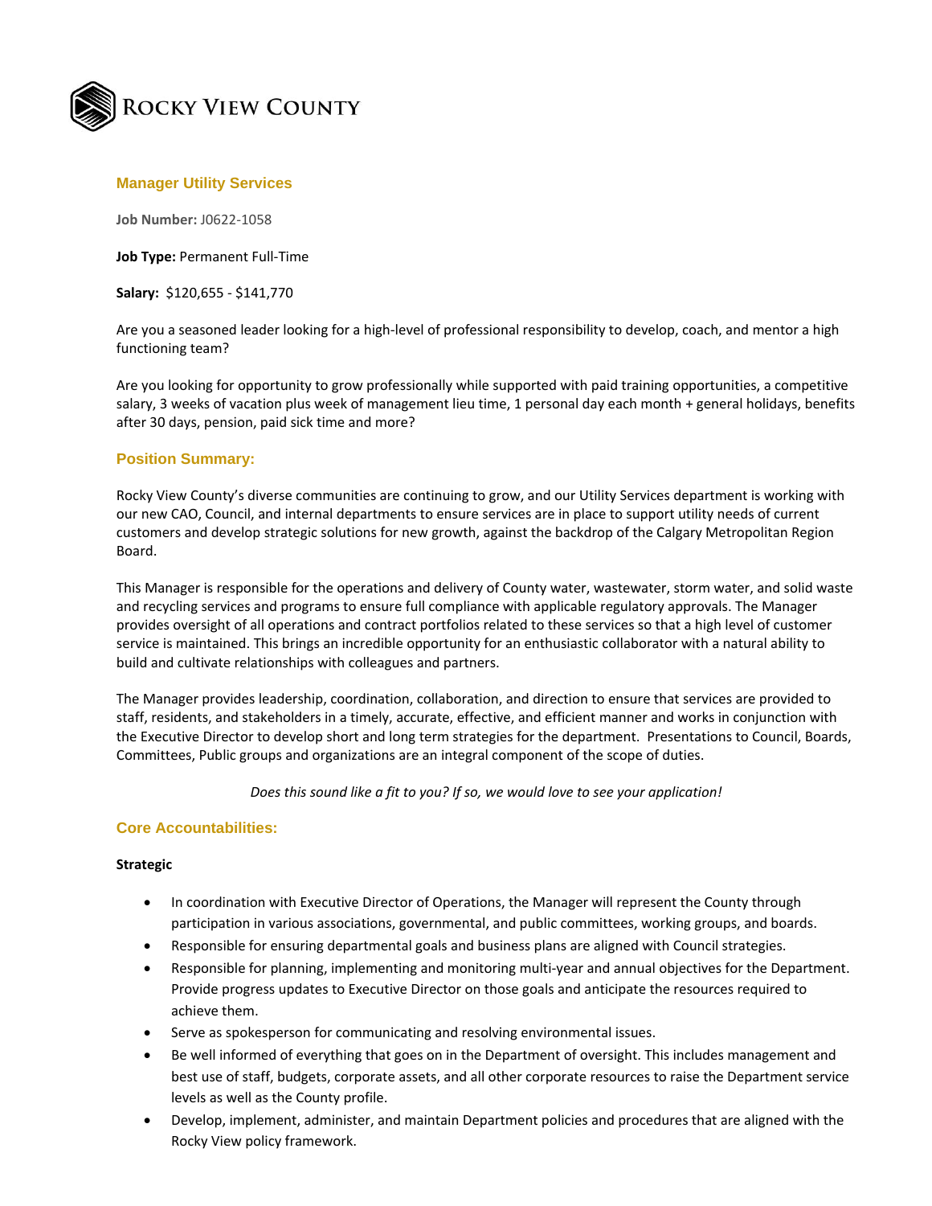# Rocky View County

## Manager Utility Services

**Job Number:** J0622-1058

**Job Type:** Permanent Full-Time

**Salary:** $120,655 - $141,770

Are you a seasoned leader looking for a high-level of professional responsibility to develop, coach, and mentor a high functioning team?

Are you looking for opportunity to grow professionally while supported with paid training opportunities, a competitive salary, 3 weeks of vacation plus week of management lieu time, 1 personal day each month + general holidays, benefits after 30 days, pension, paid sick time and more?

## Position Summary:

Rocky View County's diverse communities are continuing to grow, and our Utility Services department is working with our new CAO, Council, and internal departments to ensure services are in place to support utility needs of current customers and develop strategic solutions for new growth, against the backdrop of the Calgary Metropolitan Region Board.

This Manager is responsible for the operations and delivery of County water, wastewater, storm water, and solid waste and recycling services and programs to ensure full compliance with applicable regulatory approvals. The Manager provides oversight of all operations and contract portfolios related to these services so that a high level of customer service is maintained. This brings an incredible opportunity for an enthusiastic collaborator with a natural ability to build and cultivate relationships with colleagues and partners.

The Manager provides leadership, coordination, collaboration, and direction to ensure that services are provided to staff, residents, and stakeholders in a timely, accurate, effective, and efficient manner and works in conjunction with the Executive Director to develop short and long term strategies for the department. Presentations to Council, Boards, Committees, Public groups and organizations are an integral component of the scope of duties.

*Does this sound like a fit to you? If so, we would love to see your application!*

## Core Accountabilities:

**Strategic**

- In coordination with Executive Director of Operations, the Manager will represent the County through participation in various associations, governmental, and public committees, working groups, and boards.
- Responsible for ensuring departmental goals and business plans are aligned with Council strategies.
- Responsible for planning, implementing and monitoring multi-year and annual objectives for the Department. Provide progress updates to Executive Director on those goals and anticipate the resources required to achieve them.
- Serve as spokesperson for communicating and resolving environmental issues.
- Be well informed of everything that goes on in the Department of oversight. This includes management and best use of staff, budgets, corporate assets, and all other corporate resources to raise the Department service levels as well as the County profile.
- Develop, implement, administer, and maintain Department policies and procedures that are aligned with the Rocky View policy framework.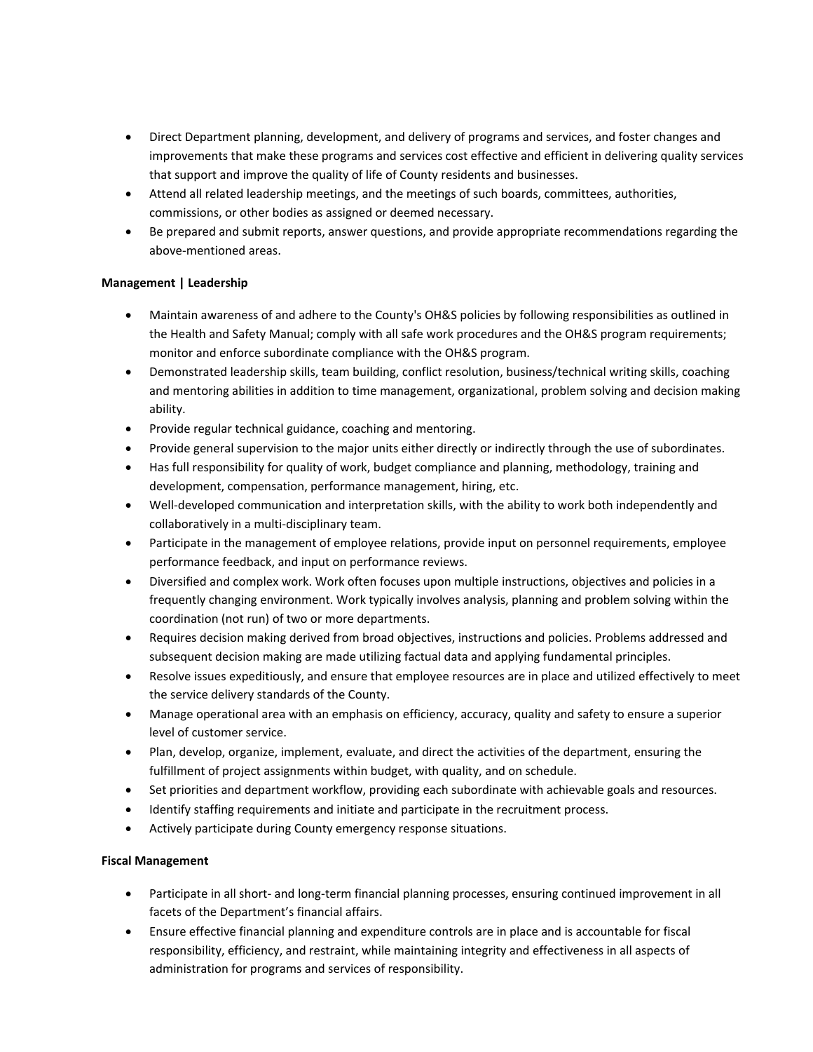- Direct Department planning, development, and delivery of programs and services, and foster changes and improvements that make these programs and services cost effective and efficient in delivering quality services that support and improve the quality of life of County residents and businesses.
- Attend all related leadership meetings, and the meetings of such boards, committees, authorities, commissions, or other bodies as assigned or deemed necessary.
- Be prepared and submit reports, answer questions, and provide appropriate recommendations regarding the above-mentioned areas.

**Management | Leadership**

- Maintain awareness of and adhere to the County's OH&S policies by following responsibilities as outlined in the Health and Safety Manual; comply with all safe work procedures and the OH&S program requirements; monitor and enforce subordinate compliance with the OH&S program.
- Demonstrated leadership skills, team building, conflict resolution, business/technical writing skills, coaching and mentoring abilities in addition to time management, organizational, problem solving and decision making ability.
- Provide regular technical guidance, coaching and mentoring.
- Provide general supervision to the major units either directly or indirectly through the use of subordinates.
- Has full responsibility for quality of work, budget compliance and planning, methodology, training and development, compensation, performance management, hiring, etc.
- Well-developed communication and interpretation skills, with the ability to work both independently and collaboratively in a multi-disciplinary team.
- Participate in the management of employee relations, provide input on personnel requirements, employee performance feedback, and input on performance reviews.
- Diversified and complex work. Work often focuses upon multiple instructions, objectives and policies in a frequently changing environment. Work typically involves analysis, planning and problem solving within the coordination (not run) of two or more departments.
- Requires decision making derived from broad objectives, instructions and policies. Problems addressed and subsequent decision making are made utilizing factual data and applying fundamental principles.
- Resolve issues expeditiously, and ensure that employee resources are in place and utilized effectively to meet the service delivery standards of the County.
- Manage operational area with an emphasis on efficiency, accuracy, quality and safety to ensure a superior level of customer service.
- Plan, develop, organize, implement, evaluate, and direct the activities of the department, ensuring the fulfillment of project assignments within budget, with quality, and on schedule.
- Set priorities and department workflow, providing each subordinate with achievable goals and resources.
- Identify staffing requirements and initiate and participate in the recruitment process.
- Actively participate during County emergency response situations.

**Fiscal Management**

- Participate in all short- and long-term financial planning processes, ensuring continued improvement in all facets of the Department's financial affairs.
- Ensure effective financial planning and expenditure controls are in place and is accountable for fiscal responsibility, efficiency, and restraint, while maintaining integrity and effectiveness in all aspects of administration for programs and services of responsibility.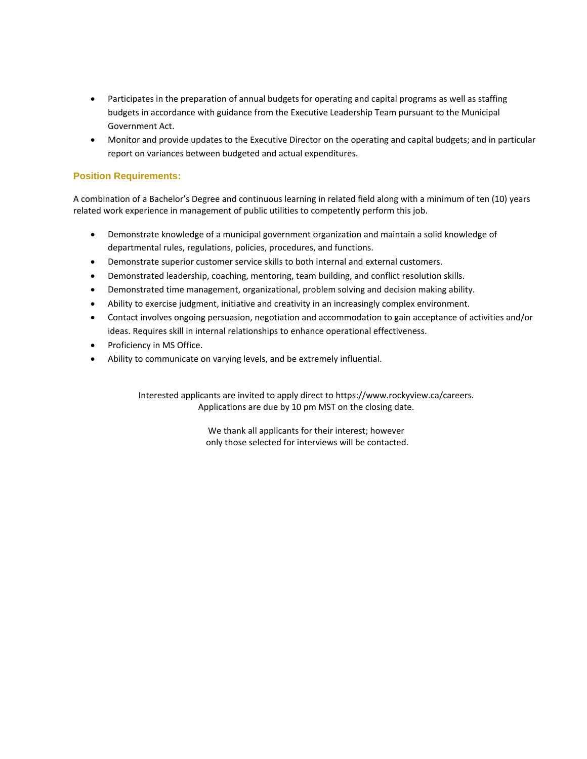- Participates in the preparation of annual budgets for operating and capital programs as well as staffing budgets in accordance with guidance from the Executive Leadership Team pursuant to the Municipal Government Act.
- Monitor and provide updates to the Executive Director on the operating and capital budgets; and in particular report on variances between budgeted and actual expenditures.

## Position Requirements:

A combination of a Bachelor's Degree and continuous learning in related field along with a minimum of ten (10) years related work experience in management of public utilities to competently perform this job.

- Demonstrate knowledge of a municipal government organization and maintain a solid knowledge of departmental rules, regulations, policies, procedures, and functions.
- Demonstrate superior customer service skills to both internal and external customers.
- Demonstrated leadership, coaching, mentoring, team building, and conflict resolution skills.
- Demonstrated time management, organizational, problem solving and decision making ability.
- Ability to exercise judgment, initiative and creativity in an increasingly complex environment.
- Contact involves ongoing persuasion, negotiation and accommodation to gain acceptance of activities and/or ideas. Requires skill in internal relationships to enhance operational effectiveness.
- Proficiency in MS Office.
- Ability to communicate on varying levels, and be extremely influential.

Interested applicants are invited to apply direct to https://www.rockyview.ca/careers.
Applications are due by 10 pm MST on the closing date.

We thank all applicants for their interest; however
only those selected for interviews will be contacted.